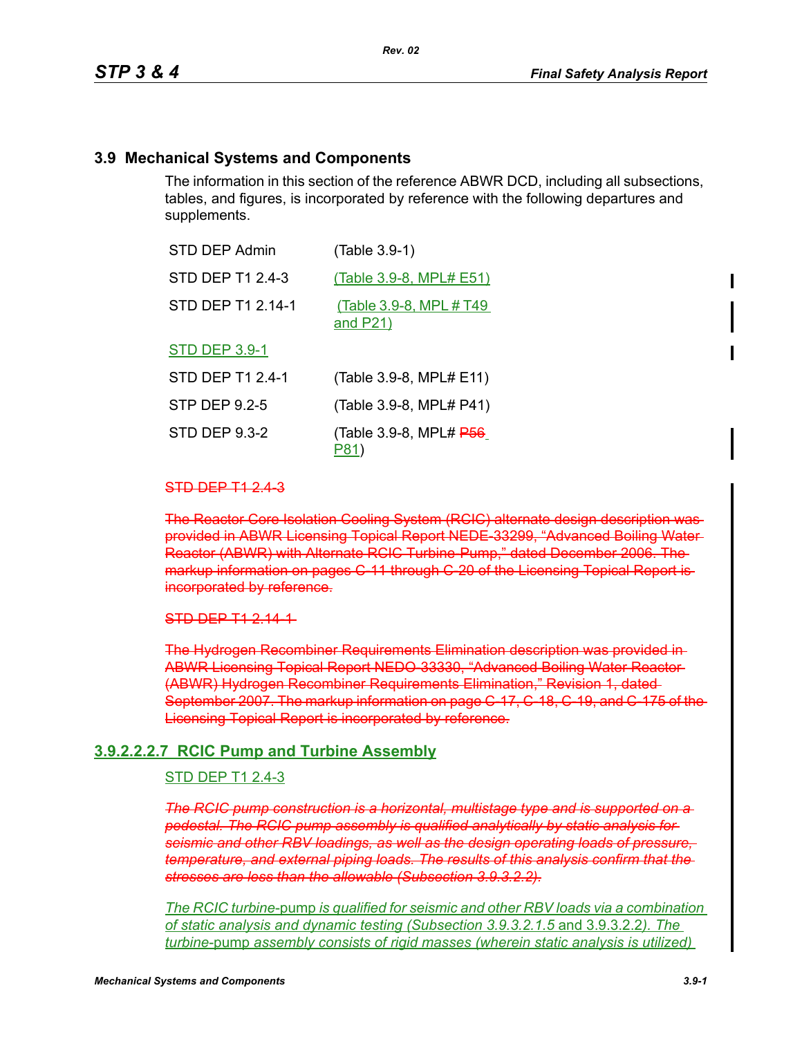## 3.9 Mechanical Systems and Components

The information in this section of the reference ABWR DCD, including all subsections, tables, and figures, is incorporated by reference with the following departures and supplements.

| | |
|---|---|
| STD DEP Admin | (Table 3.9-1) |
| STD DEP T1 2.4-3 | (Table 3.9-8, MPL# E51) |
| STD DEP T1 2.14-1 | (Table 3.9-8, MPL # T49 and P21) |
| STD DEP 3.9-1 | |
| STD DEP T1 2.4-1 | (Table 3.9-8, MPL# E11) |
| STP DEP 9.2-5 | (Table 3.9-8, MPL# P41) |
| STD DEP 9.3-2 | (Table 3.9-8, MPL# ~~P56~~ P81) |

~~STD DEP T1 2.4-3~~

~~The Reactor Core Isolation Cooling System (RCIC) alternate design description was provided in ABWR Licensing Topical Report NEDE-33299, "Advanced Boiling Water Reactor (ABWR) with Alternate RCIC Turbine-Pump," dated December 2006. The markup information on pages C-11 through C-20 of the Licensing Topical Report is incorporated by reference.~~

~~STD DEP T1 2.14-1~~

~~The Hydrogen Recombiner Requirements Elimination description was provided in ABWR Licensing Topical Report NEDO-33330, "Advanced Boiling Water Reactor (ABWR) Hydrogen Recombiner Requirements Elimination," Revision 1, dated September 2007. The markup information on page C-17, C-18, C-19, and C-175 of the Licensing Topical Report is incorporated by reference.~~

### 3.9.2.2.2.7 RCIC Pump and Turbine Assembly

STD DEP T1 2.4-3

~~*The RCIC pump construction is a horizontal, multistage type and is supported on a pedestal. The RCIC pump assembly is qualified analytically by static analysis for seismic and other RBV loadings, as well as the design operating loads of pressure, temperature, and external piping loads. The results of this analysis confirm that the stresses are less than the allowable (Subsection 3.9.3.2.2).*~~

*The RCIC turbine*-pump *is qualified for seismic and other RBV loads via a combination of static analysis and dynamic testing (Subsection 3.9.3.2.1.5* and 3.9.3.2.2*). The turbine*-pump *assembly consists of rigid masses (wherein static analysis is utilized)*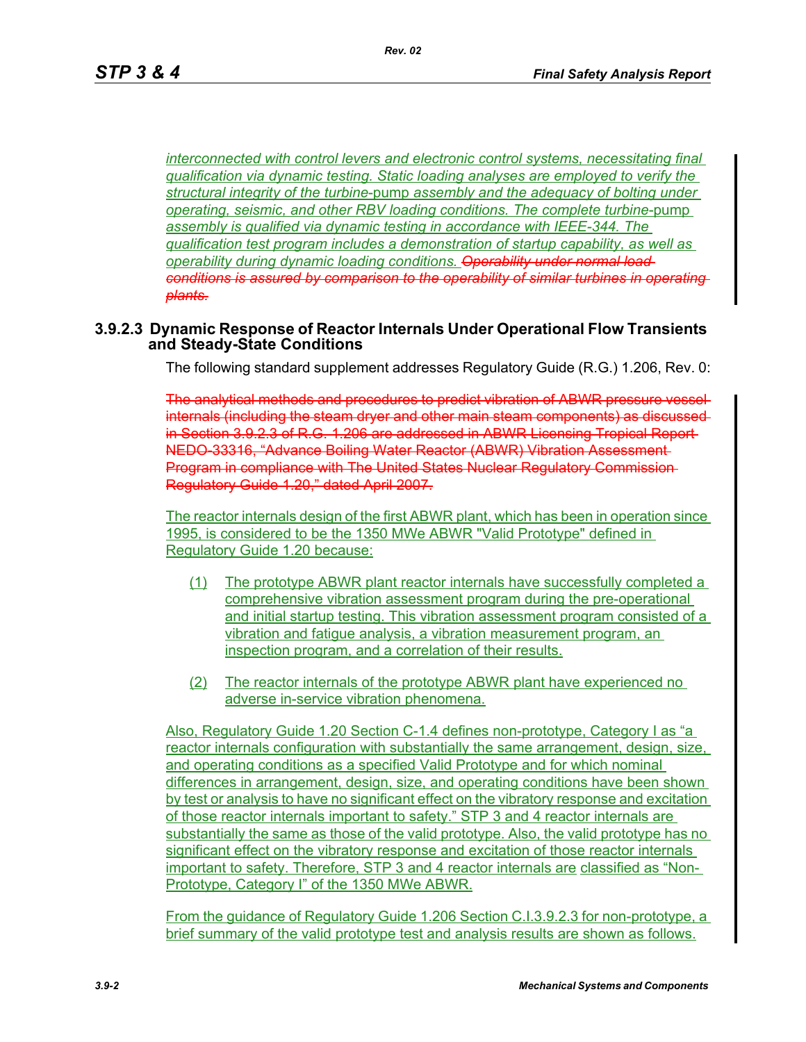*interconnected with control levers and electronic control systems, necessitating final qualification via dynamic testing. Static loading analyses are employed to verify the structural integrity of the turbine-pump assembly and the adequacy of bolting under operating, seismic, and other RBV loading conditions. The complete turbine-pump assembly is qualified via dynamic testing in accordance with IEEE-344. The qualification test program includes a demonstration of startup capability, as well as operability during dynamic loading conditions.* ~~*Operability under normal load conditions is assured by comparison to the operability of similar turbines in operating plants.*~~

### 3.9.2.3 Dynamic Response of Reactor Internals Under Operational Flow Transients and Steady-State Conditions

The following standard supplement addresses Regulatory Guide (R.G.) 1.206, Rev. 0:

~~The analytical methods and procedures to predict vibration of ABWR pressure vessel internals (including the steam dryer and other main steam components) as discussed in Section 3.9.2.3 of R.G. 1.206 are addressed in ABWR Licensing Tropical Report NEDO-33316, "Advance Boiling Water Reactor (ABWR) Vibration Assessment Program in compliance with The United States Nuclear Regulatory Commission Regulatory Guide 1.20," dated April 2007.~~

The reactor internals design of the first ABWR plant, which has been in operation since 1995, is considered to be the 1350 MWe ABWR "Valid Prototype" defined in Regulatory Guide 1.20 because:

(1) The prototype ABWR plant reactor internals have successfully completed a comprehensive vibration assessment program during the pre-operational and initial startup testing. This vibration assessment program consisted of a vibration and fatigue analysis, a vibration measurement program, an inspection program, and a correlation of their results.

(2) The reactor internals of the prototype ABWR plant have experienced no adverse in-service vibration phenomena.

Also, Regulatory Guide 1.20 Section C-1.4 defines non-prototype, Category I as "a reactor internals configuration with substantially the same arrangement, design, size, and operating conditions as a specified Valid Prototype and for which nominal differences in arrangement, design, size, and operating conditions have been shown by test or analysis to have no significant effect on the vibratory response and excitation of those reactor internals important to safety." STP 3 and 4 reactor internals are substantially the same as those of the valid prototype. Also, the valid prototype has no significant effect on the vibratory response and excitation of those reactor internals important to safety. Therefore, STP 3 and 4 reactor internals are classified as "Non-Prototype, Category I" of the 1350 MWe ABWR.

From the guidance of Regulatory Guide 1.206 Section C.I.3.9.2.3 for non-prototype, a brief summary of the valid prototype test and analysis results are shown as follows.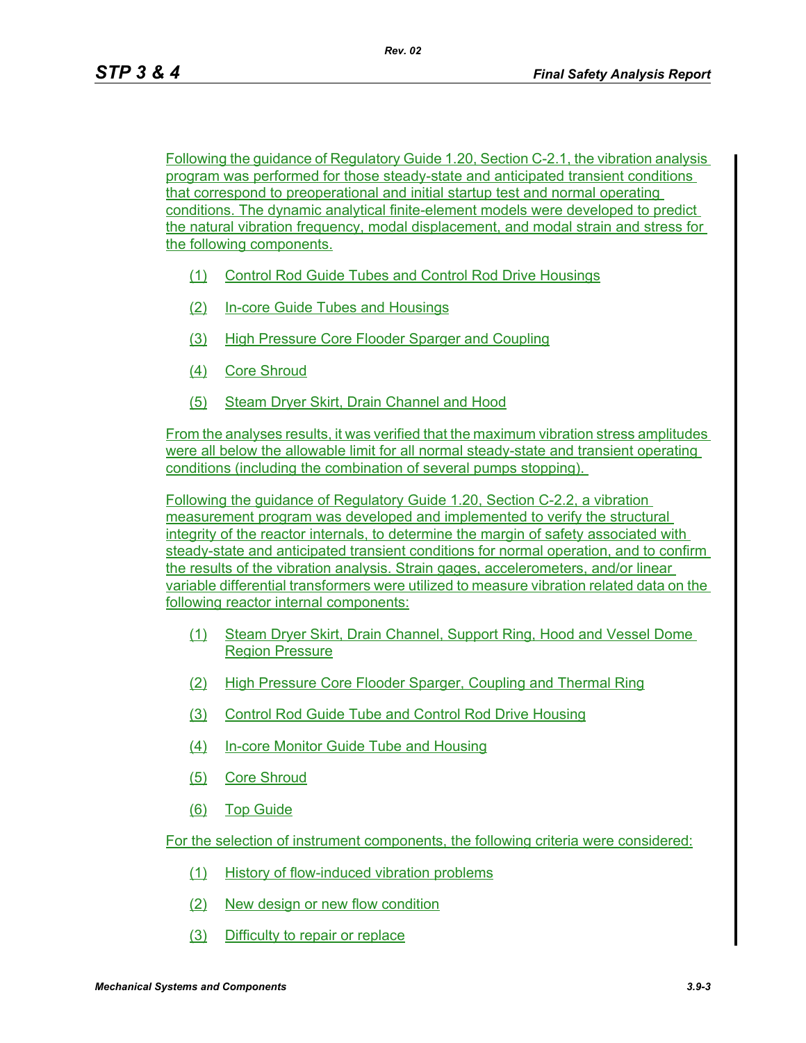Following the guidance of Regulatory Guide 1.20, Section C-2.1, the vibration analysis program was performed for those steady-state and anticipated transient conditions that correspond to preoperational and initial startup test and normal operating conditions. The dynamic analytical finite-element models were developed to predict the natural vibration frequency, modal displacement, and modal strain and stress for the following components.

(1) Control Rod Guide Tubes and Control Rod Drive Housings

(2) In-core Guide Tubes and Housings

(3) High Pressure Core Flooder Sparger and Coupling

(4) Core Shroud

(5) Steam Dryer Skirt, Drain Channel and Hood

From the analyses results, it was verified that the maximum vibration stress amplitudes were all below the allowable limit for all normal steady-state and transient operating conditions (including the combination of several pumps stopping).

Following the guidance of Regulatory Guide 1.20, Section C-2.2, a vibration measurement program was developed and implemented to verify the structural integrity of the reactor internals, to determine the margin of safety associated with steady-state and anticipated transient conditions for normal operation, and to confirm the results of the vibration analysis. Strain gages, accelerometers, and/or linear variable differential transformers were utilized to measure vibration related data on the following reactor internal components:

(1) Steam Dryer Skirt, Drain Channel, Support Ring, Hood and Vessel Dome Region Pressure

(2) High Pressure Core Flooder Sparger, Coupling and Thermal Ring

(3) Control Rod Guide Tube and Control Rod Drive Housing

(4) In-core Monitor Guide Tube and Housing

(5) Core Shroud

(6) Top Guide

For the selection of instrument components, the following criteria were considered:

(1) History of flow-induced vibration problems

(2) New design or new flow condition

(3) Difficulty to repair or replace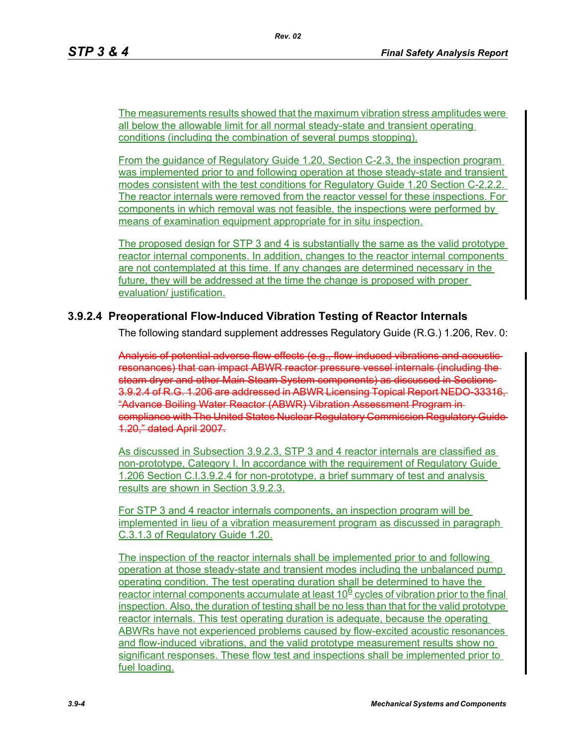The measurements results showed that the maximum vibration stress amplitudes were all below the allowable limit for all normal steady-state and transient operating conditions (including the combination of several pumps stopping).

From the guidance of Regulatory Guide 1.20, Section C-2.3, the inspection program was implemented prior to and following operation at those steady-state and transient modes consistent with the test conditions for Regulatory Guide 1.20 Section C-2.2.2. The reactor internals were removed from the reactor vessel for these inspections. For components in which removal was not feasible, the inspections were performed by means of examination equipment appropriate for in situ inspection.

The proposed design for STP 3 and 4 is substantially the same as the valid prototype reactor internal components. In addition, changes to the reactor internal components are not contemplated at this time. If any changes are determined necessary in the future, they will be addressed at the time the change is proposed with proper evaluation/ justification.

### 3.9.2.4 Preoperational Flow-Induced Vibration Testing of Reactor Internals

The following standard supplement addresses Regulatory Guide (R.G.) 1.206, Rev. 0:

~~Analysis of potential adverse flow effects (e.g., flow-induced vibrations and acoustic resonances) that can impact ABWR reactor pressure vessel internals (including the steam dryer and other Main Steam System components) as discussed in Sections 3.9.2.4 of R.G. 1.206 are addressed in ABWR Licensing Topical Report NEDO-33316, "Advance Boiling Water Reactor (ABWR) Vibration Assessment Program in compliance with The United States Nuclear Regulatory Commission Regulatory Guide 1.20," dated April 2007.~~

As discussed in Subsection 3.9.2.3, STP 3 and 4 reactor internals are classified as non-prototype, Category I. In accordance with the requirement of Regulatory Guide 1.206 Section C.I.3.9.2.4 for non-prototype, a brief summary of test and analysis results are shown in Section 3.9.2.3.

For STP 3 and 4 reactor internals components, an inspection program will be implemented in lieu of a vibration measurement program as discussed in paragraph C.3.1.3 of Regulatory Guide 1.20.

The inspection of the reactor internals shall be implemented prior to and following operation at those steady-state and transient modes including the unbalanced pump operating condition. The test operating duration shall be determined to have the reactor internal components accumulate at least $10^6$ cycles of vibration prior to the final inspection. Also, the duration of testing shall be no less than that for the valid prototype reactor internals. This test operating duration is adequate, because the operating ABWRs have not experienced problems caused by flow-excited acoustic resonances and flow-induced vibrations, and the valid prototype measurement results show no significant responses. These flow test and inspections shall be implemented prior to fuel loading.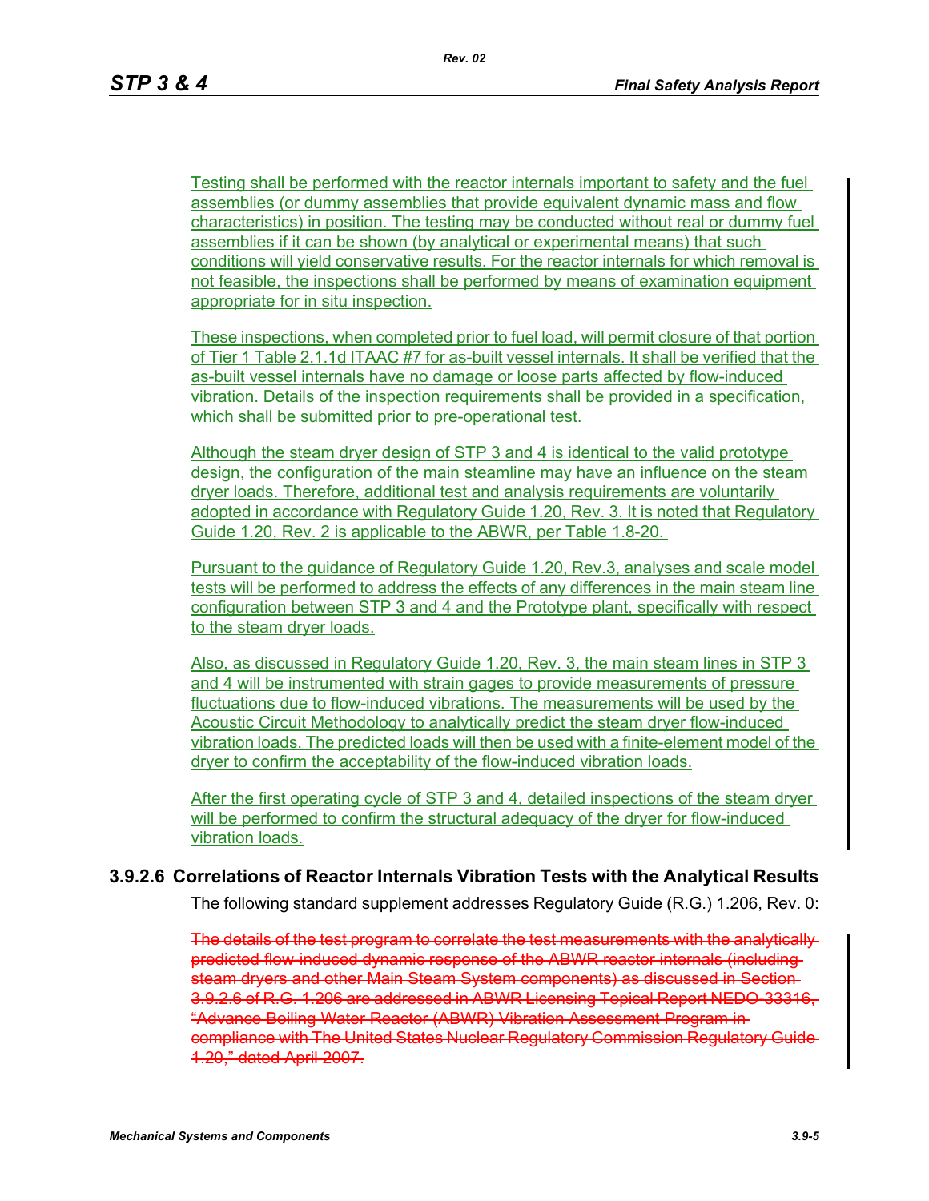Testing shall be performed with the reactor internals important to safety and the fuel assemblies (or dummy assemblies that provide equivalent dynamic mass and flow characteristics) in position. The testing may be conducted without real or dummy fuel assemblies if it can be shown (by analytical or experimental means) that such conditions will yield conservative results. For the reactor internals for which removal is not feasible, the inspections shall be performed by means of examination equipment appropriate for in situ inspection.

These inspections, when completed prior to fuel load, will permit closure of that portion of Tier 1 Table 2.1.1d ITAAC #7 for as-built vessel internals. It shall be verified that the as-built vessel internals have no damage or loose parts affected by flow-induced vibration. Details of the inspection requirements shall be provided in a specification, which shall be submitted prior to pre-operational test.

Although the steam dryer design of STP 3 and 4 is identical to the valid prototype design, the configuration of the main steamline may have an influence on the steam dryer loads. Therefore, additional test and analysis requirements are voluntarily adopted in accordance with Regulatory Guide 1.20, Rev. 3. It is noted that Regulatory Guide 1.20, Rev. 2 is applicable to the ABWR, per Table 1.8-20.

Pursuant to the guidance of Regulatory Guide 1.20, Rev.3, analyses and scale model tests will be performed to address the effects of any differences in the main steam line configuration between STP 3 and 4 and the Prototype plant, specifically with respect to the steam dryer loads.

Also, as discussed in Regulatory Guide 1.20, Rev. 3, the main steam lines in STP 3 and 4 will be instrumented with strain gages to provide measurements of pressure fluctuations due to flow-induced vibrations. The measurements will be used by the Acoustic Circuit Methodology to analytically predict the steam dryer flow-induced vibration loads. The predicted loads will then be used with a finite-element model of the dryer to confirm the acceptability of the flow-induced vibration loads.

After the first operating cycle of STP 3 and 4, detailed inspections of the steam dryer will be performed to confirm the structural adequacy of the dryer for flow-induced vibration loads.

### 3.9.2.6 Correlations of Reactor Internals Vibration Tests with the Analytical Results

The following standard supplement addresses Regulatory Guide (R.G.) 1.206, Rev. 0:

~~The details of the test program to correlate the test measurements with the analytically predicted flow-induced dynamic response of the ABWR reactor internals (including steam dryers and other Main Steam System components) as discussed in Section 3.9.2.6 of R.G. 1.206 are addressed in ABWR Licensing Topical Report NEDO-33316, "Advance Boiling Water Reactor (ABWR) Vibration Assessment Program in compliance with The United States Nuclear Regulatory Commission Regulatory Guide 1.20," dated April 2007.~~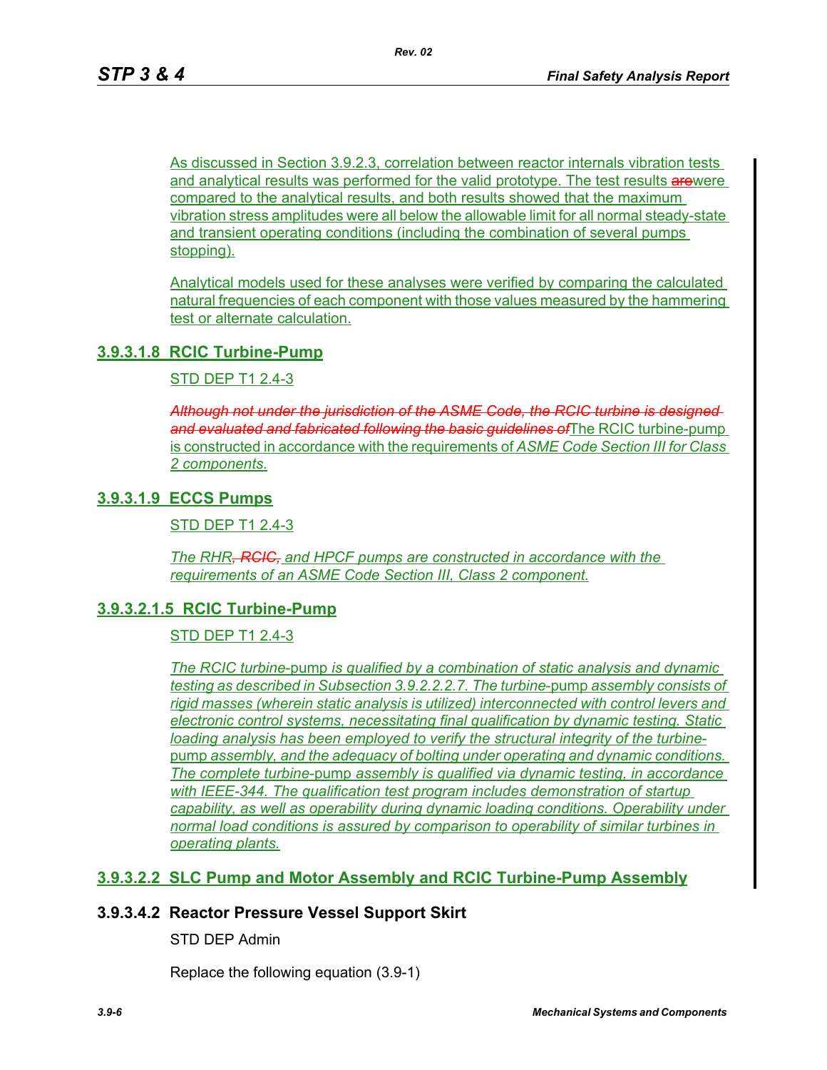As discussed in Section 3.9.2.3, correlation between reactor internals vibration tests and analytical results was performed for the valid prototype. The test results ~~are~~were compared to the analytical results, and both results showed that the maximum vibration stress amplitudes were all below the allowable limit for all normal steady-state and transient operating conditions (including the combination of several pumps stopping).

Analytical models used for these analyses were verified by comparing the calculated natural frequencies of each component with those values measured by the hammering test or alternate calculation.

## 3.9.3.1.8 RCIC Turbine-Pump

STD DEP T1 2.4-3

~~*Although not under the jurisdiction of the ASME Code, the RCIC turbine is designed and evaluated and fabricated following the basic guidelines of*~~The RCIC turbine-pump is constructed in accordance with the requirements of *ASME Code Section III for Class 2 components.*

## 3.9.3.1.9 ECCS Pumps

STD DEP T1 2.4-3

*The RHR~~, RCIC,~~ and HPCF pumps are constructed in accordance with the requirements of an ASME Code Section III, Class 2 component.*

## 3.9.3.2.1.5 RCIC Turbine-Pump

STD DEP T1 2.4-3

*The RCIC turbine*-pump *is qualified by a combination of static analysis and dynamic testing as described in Subsection 3.9.2.2.2.7. The turbine*-pump *assembly consists of rigid masses (wherein static analysis is utilized) interconnected with control levers and electronic control systems, necessitating final qualification by dynamic testing. Static loading analysis has been employed to verify the structural integrity of the turbine-*pump *assembly, and the adequacy of bolting under operating and dynamic conditions. The complete turbine*-pump *assembly is qualified via dynamic testing, in accordance with IEEE-344. The qualification test program includes demonstration of startup capability, as well as operability during dynamic loading conditions. Operability under normal load conditions is assured by comparison to operability of similar turbines in operating plants.*

## 3.9.3.2.2 SLC Pump and Motor Assembly and RCIC Turbine-Pump Assembly

## 3.9.3.4.2 Reactor Pressure Vessel Support Skirt

STD DEP Admin

Replace the following equation (3.9-1)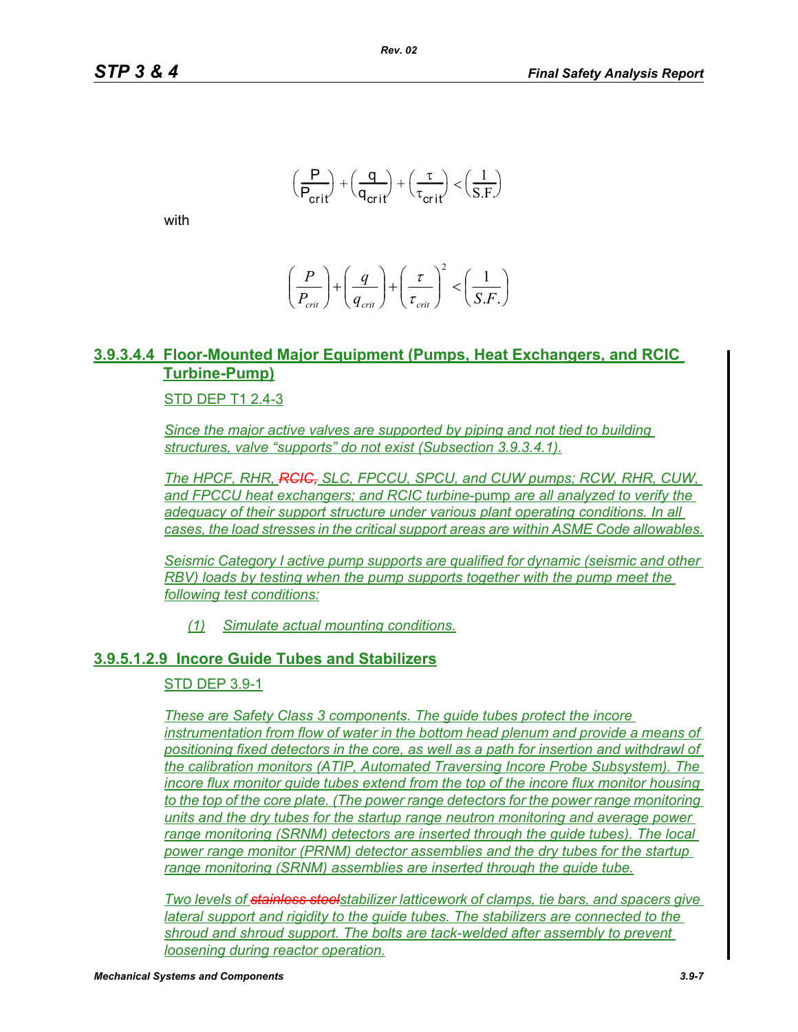$$\left(\frac{P}{P_{crit}}\right) + \left(\frac{q}{q_{crit}}\right) + \left(\frac{\tau}{\tau_{crit}}\right) < \left(\frac{1}{S.F.}\right)$$

with

$$\left(\frac{P}{P_{crit}}\right) + \left(\frac{q}{q_{crit}}\right) + \left(\frac{\tau}{\tau_{crit}}\right)^2 < \left(\frac{1}{S.F.}\right)$$

### 3.9.3.4.4 Floor-Mounted Major Equipment (Pumps, Heat Exchangers, and RCIC Turbine-Pump)

STD DEP T1 2.4-3

*Since the major active valves are supported by piping and not tied to building structures, valve "supports" do not exist (Subsection 3.9.3.4.1).*

*The HPCF, RHR, ~~RCIC,~~ SLC, FPCCU, SPCU, and CUW pumps; RCW, RHR, CUW, and FPCCU heat exchangers; and RCIC turbine-*pump *are all analyzed to verify the adequacy of their support structure under various plant operating conditions. In all cases, the load stresses in the critical support areas are within ASME Code allowables.*

*Seismic Category I active pump supports are qualified for dynamic (seismic and other RBV) loads by testing when the pump supports together with the pump meet the following test conditions:*

*(1) Simulate actual mounting conditions.*

### 3.9.5.1.2.9 Incore Guide Tubes and Stabilizers

STD DEP 3.9-1

*These are Safety Class 3 components. The guide tubes protect the incore instrumentation from flow of water in the bottom head plenum and provide a means of positioning fixed detectors in the core, as well as a path for insertion and withdrawl of the calibration monitors (ATIP, Automated Traversing Incore Probe Subsystem). The incore flux monitor guide tubes extend from the top of the incore flux monitor housing to the top of the core plate. (The power range detectors for the power range monitoring units and the dry tubes for the startup range neutron monitoring and average power range monitoring (SRNM) detectors are inserted through the guide tubes). The local power range monitor (PRNM) detector assemblies and the dry tubes for the startup range monitoring (SRNM) assemblies are inserted through the guide tube.*

*Two levels of ~~stainless steel~~stabilizer latticework of clamps, tie bars, and spacers give lateral support and rigidity to the guide tubes. The stabilizers are connected to the shroud and shroud support. The bolts are tack-welded after assembly to prevent loosening during reactor operation.*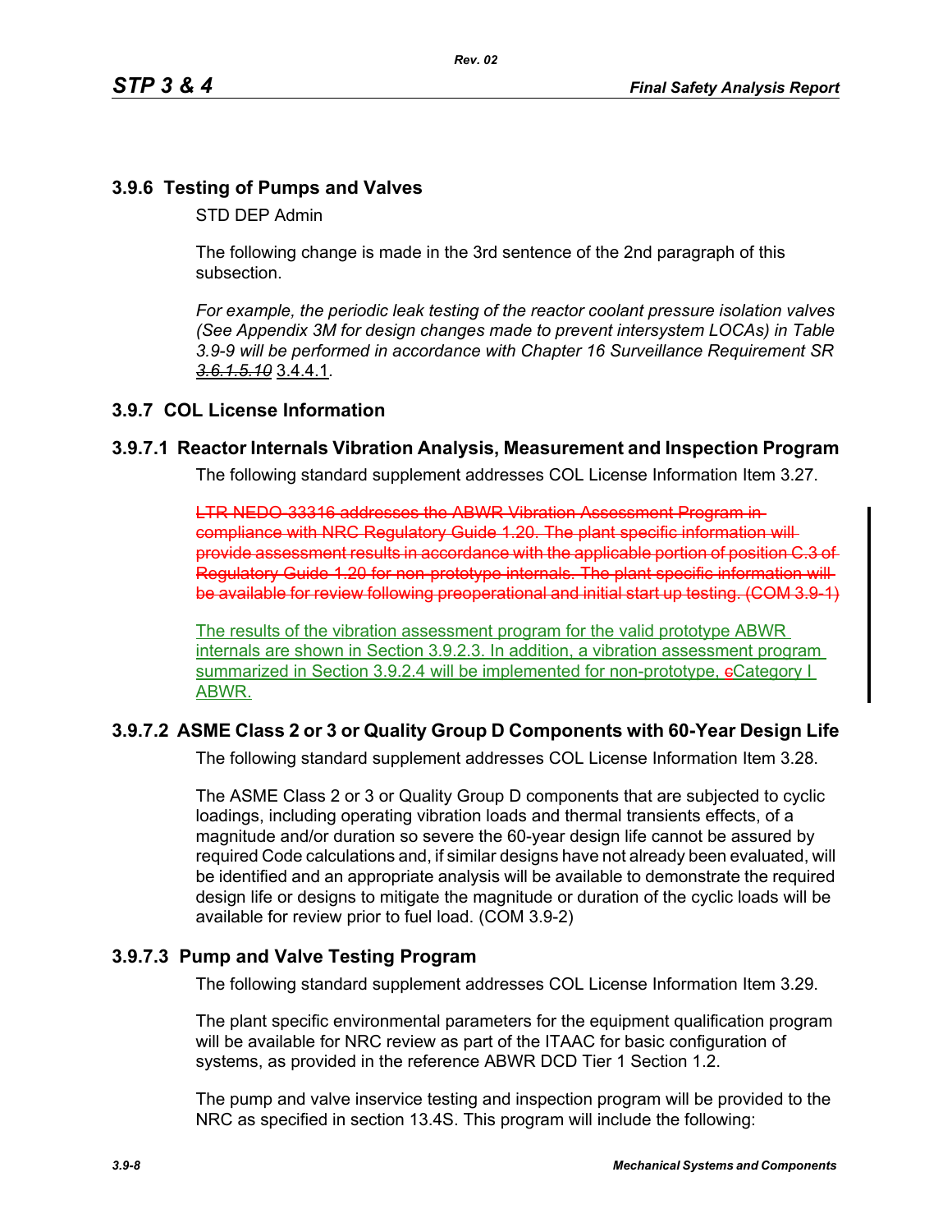## 3.9.6 Testing of Pumps and Valves

STD DEP Admin

The following change is made in the 3rd sentence of the 2nd paragraph of this subsection.

*For example, the periodic leak testing of the reactor coolant pressure isolation valves (See Appendix 3M for design changes made to prevent intersystem LOCAs) in Table 3.9-9 will be performed in accordance with Chapter 16 Surveillance Requirement SR* ~~*3.6.1.5.10*~~ <u>3.4.4.1</u>.

## 3.9.7 COL License Information

### 3.9.7.1 Reactor Internals Vibration Analysis, Measurement and Inspection Program

The following standard supplement addresses COL License Information Item 3.27.

~~LTR NEDO-33316 addresses the ABWR Vibration Assessment Program in compliance with NRC Regulatory Guide 1.20. The plant specific information will provide assessment results in accordance with the applicable portion of position C.3 of Regulatory Guide 1.20 for non-prototype internals. The plant specific information will be available for review following preoperational and initial start up testing. (COM 3.9-1)~~

<u>The results of the vibration assessment program for the valid prototype ABWR internals are shown in Section 3.9.2.3. In addition, a vibration assessment program summarized in Section 3.9.2.4 will be implemented for non-prototype, ~~c~~Category I ABWR.</u>

### 3.9.7.2 ASME Class 2 or 3 or Quality Group D Components with 60-Year Design Life

The following standard supplement addresses COL License Information Item 3.28.

The ASME Class 2 or 3 or Quality Group D components that are subjected to cyclic loadings, including operating vibration loads and thermal transients effects, of a magnitude and/or duration so severe the 60-year design life cannot be assured by required Code calculations and, if similar designs have not already been evaluated, will be identified and an appropriate analysis will be available to demonstrate the required design life or designs to mitigate the magnitude or duration of the cyclic loads will be available for review prior to fuel load. (COM 3.9-2)

### 3.9.7.3 Pump and Valve Testing Program

The following standard supplement addresses COL License Information Item 3.29.

The plant specific environmental parameters for the equipment qualification program will be available for NRC review as part of the ITAAC for basic configuration of systems, as provided in the reference ABWR DCD Tier 1 Section 1.2.

The pump and valve inservice testing and inspection program will be provided to the NRC as specified in section 13.4S. This program will include the following: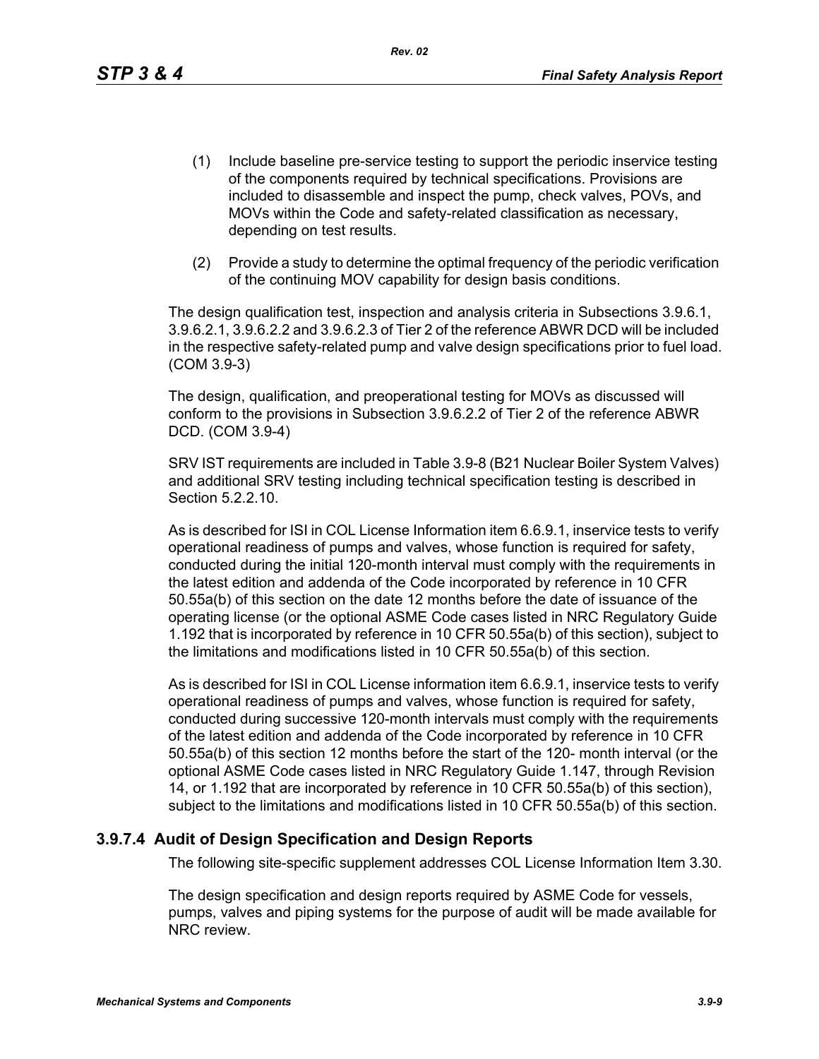(1) Include baseline pre-service testing to support the periodic inservice testing of the components required by technical specifications. Provisions are included to disassemble and inspect the pump, check valves, POVs, and MOVs within the Code and safety-related classification as necessary, depending on test results.

(2) Provide a study to determine the optimal frequency of the periodic verification of the continuing MOV capability for design basis conditions.

The design qualification test, inspection and analysis criteria in Subsections 3.9.6.1, 3.9.6.2.1, 3.9.6.2.2 and 3.9.6.2.3 of Tier 2 of the reference ABWR DCD will be included in the respective safety-related pump and valve design specifications prior to fuel load. (COM 3.9-3)

The design, qualification, and preoperational testing for MOVs as discussed will conform to the provisions in Subsection 3.9.6.2.2 of Tier 2 of the reference ABWR DCD. (COM 3.9-4)

SRV IST requirements are included in Table 3.9-8 (B21 Nuclear Boiler System Valves) and additional SRV testing including technical specification testing is described in Section 5.2.2.10.

As is described for ISI in COL License Information item 6.6.9.1, inservice tests to verify operational readiness of pumps and valves, whose function is required for safety, conducted during the initial 120-month interval must comply with the requirements in the latest edition and addenda of the Code incorporated by reference in 10 CFR 50.55a(b) of this section on the date 12 months before the date of issuance of the operating license (or the optional ASME Code cases listed in NRC Regulatory Guide 1.192 that is incorporated by reference in 10 CFR 50.55a(b) of this section), subject to the limitations and modifications listed in 10 CFR 50.55a(b) of this section.

As is described for ISI in COL License information item 6.6.9.1, inservice tests to verify operational readiness of pumps and valves, whose function is required for safety, conducted during successive 120-month intervals must comply with the requirements of the latest edition and addenda of the Code incorporated by reference in 10 CFR 50.55a(b) of this section 12 months before the start of the 120- month interval (or the optional ASME Code cases listed in NRC Regulatory Guide 1.147, through Revision 14, or 1.192 that are incorporated by reference in 10 CFR 50.55a(b) of this section), subject to the limitations and modifications listed in 10 CFR 50.55a(b) of this section.

### 3.9.7.4 Audit of Design Specification and Design Reports

The following site-specific supplement addresses COL License Information Item 3.30.

The design specification and design reports required by ASME Code for vessels, pumps, valves and piping systems for the purpose of audit will be made available for NRC review.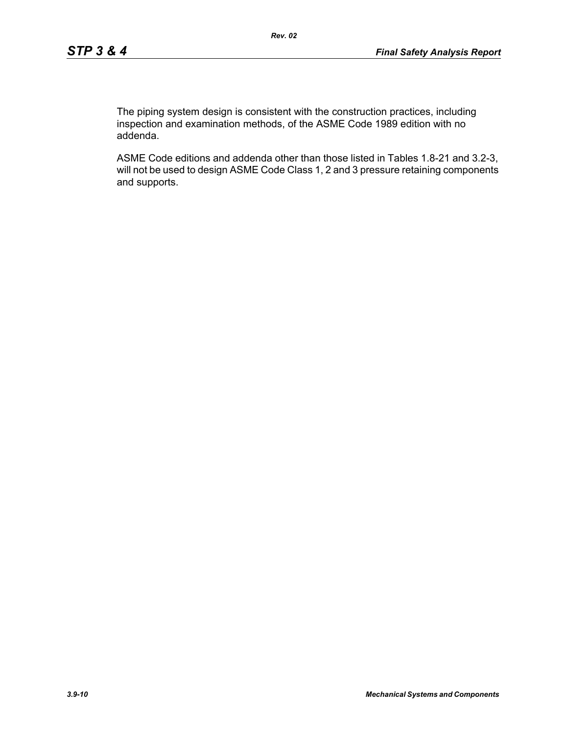The piping system design is consistent with the construction practices, including inspection and examination methods, of the ASME Code 1989 edition with no addenda.

ASME Code editions and addenda other than those listed in Tables 1.8-21 and 3.2-3, will not be used to design ASME Code Class 1, 2 and 3 pressure retaining components and supports.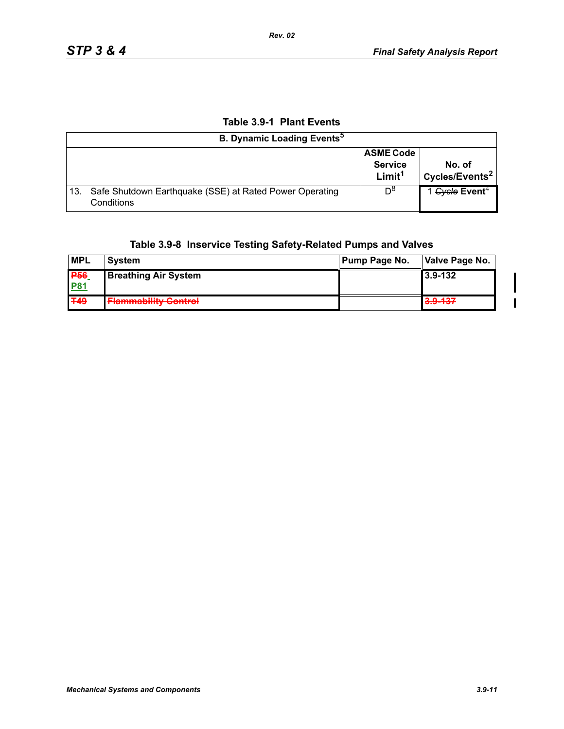**Table 3.9-1 Plant Events**

| B. Dynamic Loading Events[5] | | |
|---|---|---|
| | ASME Code Service Limit[1] | No. of Cycles/Events[2] |
| 13. Safe Shutdown Earthquake (SSE) at Rated Power Operating Conditions | D[8] | 1 ~~Cycle~~ Event[4] |

**Table 3.9-8 Inservice Testing Safety-Related Pumps and Valves**

| MPL | System | Pump Page No. | Valve Page No. |
|---|---|---|---|
| ~~P56~~ P81 | Breathing Air System | | 3.9-132 |
| ~~T49~~ | ~~Flammability Control~~ | | ~~3.9-137~~ |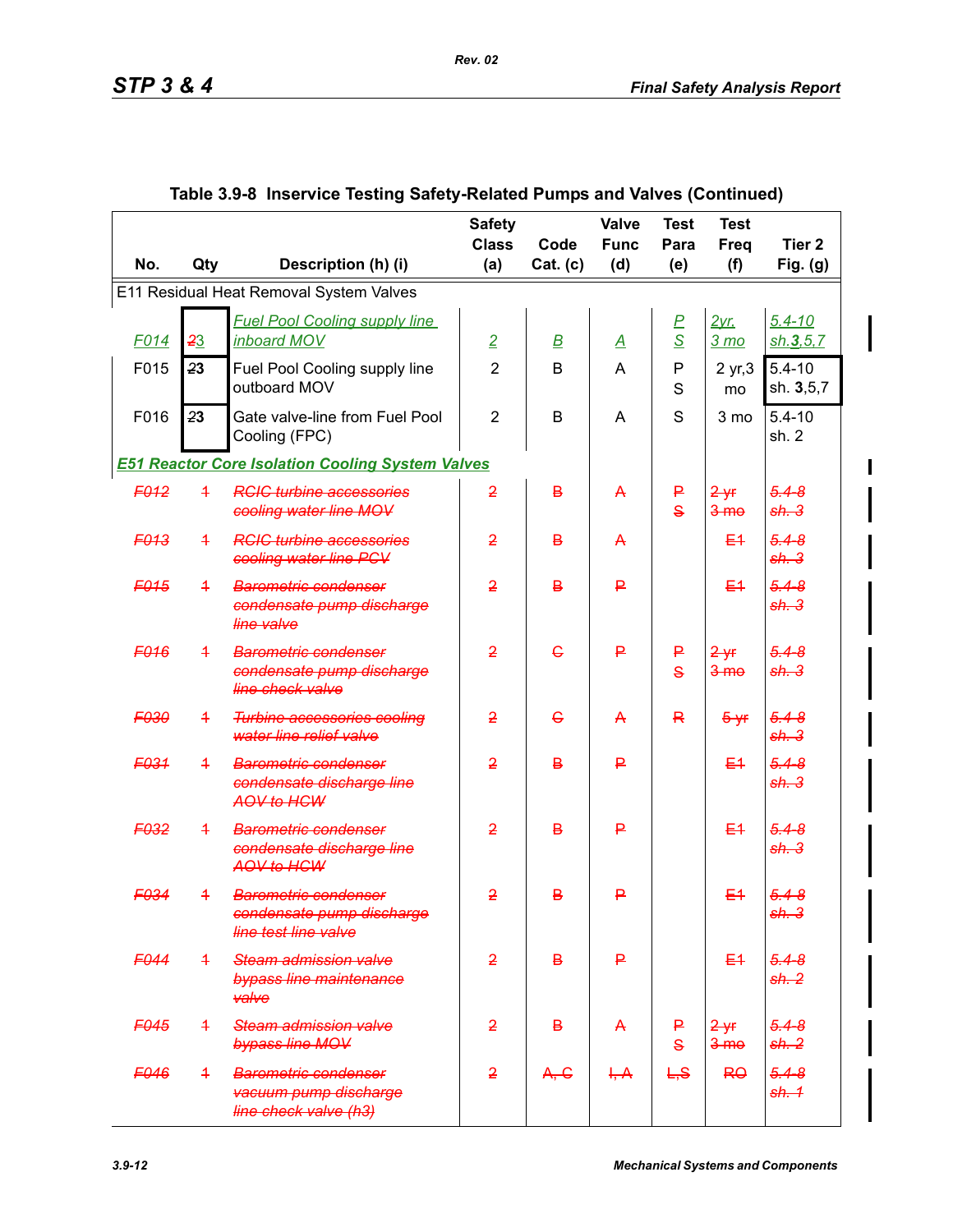Table 3.9-8 Inservice Testing Safety-Related Pumps and Valves (Continued)

| No. | Qty | Description (h) (i) | Safety Class (a) | Code Cat. (c) | Valve Func (d) | Test Para (e) | Test Freq (f) | Tier 2 Fig. (g) |
|---|---|---|---|---|---|---|---|---|
| E11 Residual Heat Removal System Valves | | | | | | | | |
| F014 | ~~2~~3 | Fuel Pool Cooling supply line inboard MOV | 2 | B | A | P S | 2yr, 3 mo | 5.4-10 sh.**3**,5,7 |
| F015 | ~~2~~3 | Fuel Pool Cooling supply line outboard MOV | 2 | B | A | P S | 2 yr,3 mo | 5.4-10 sh. **3**,5,7 |
| F016 | ~~2~~3 | Gate valve-line from Fuel Pool Cooling (FPC) | 2 | B | A | S | 3 mo | 5.4-10 sh. 2 |
| *E51 Reactor Core Isolation Cooling System Valves* | | | | | | | | |
| ~~F012~~ | ~~1~~ | ~~RCIC turbine accessories cooling water line MOV~~ | ~~2~~ | ~~B~~ | ~~A~~ | ~~P S~~ | ~~2 yr 3 mo~~ | ~~5.4-8 sh. 3~~ |
| ~~F013~~ | ~~1~~ | ~~RCIC turbine accessories cooling water line PCV~~ | ~~2~~ | ~~B~~ | ~~A~~ | | ~~E1~~ | ~~5.4-8 sh. 3~~ |
| ~~F015~~ | ~~1~~ | ~~Barometric condenser condensate pump discharge line valve~~ | ~~2~~ | ~~B~~ | ~~P~~ | | ~~E1~~ | ~~5.4-8 sh. 3~~ |
| ~~F016~~ | ~~1~~ | ~~Barometric condenser condensate pump discharge line check valve~~ | ~~2~~ | ~~C~~ | ~~P~~ | ~~P S~~ | ~~2 yr 3 mo~~ | ~~5.4-8 sh. 3~~ |
| ~~F030~~ | ~~1~~ | ~~Turbine accessories cooling water line relief valve~~ | ~~2~~ | ~~C~~ | ~~A~~ | ~~R~~ | ~~5 yr~~ | ~~5.4-8 sh. 3~~ |
| ~~F031~~ | ~~1~~ | ~~Barometric condenser condensate discharge line AOV to HCW~~ | ~~2~~ | ~~B~~ | ~~P~~ | | ~~E1~~ | ~~5.4-8 sh. 3~~ |
| ~~F032~~ | ~~1~~ | ~~Barometric condenser condensate discharge line AOV to HCW~~ | ~~2~~ | ~~B~~ | ~~P~~ | | ~~E1~~ | ~~5.4-8 sh. 3~~ |
| ~~F034~~ | ~~1~~ | ~~Barometric condenser condensate pump discharge line test line valve~~ | ~~2~~ | ~~B~~ | ~~P~~ | | ~~E1~~ | ~~5.4-8 sh. 3~~ |
| ~~F044~~ | ~~1~~ | ~~Steam admission valve bypass line maintenance valve~~ | ~~2~~ | ~~B~~ | ~~P~~ | | ~~E1~~ | ~~5.4-8 sh. 2~~ |
| ~~F045~~ | ~~1~~ | ~~Steam admission valve bypass line MOV~~ | ~~2~~ | ~~B~~ | ~~A~~ | ~~P S~~ | ~~2 yr 3 mo~~ | ~~5.4-8 sh. 2~~ |
| ~~F046~~ | ~~1~~ | ~~Barometric condenser vacuum pump discharge line check valve (h3)~~ | ~~2~~ | ~~A, C~~ | ~~I, A~~ | ~~L,S~~ | ~~RO~~ | ~~5.4-8 sh. 1~~ |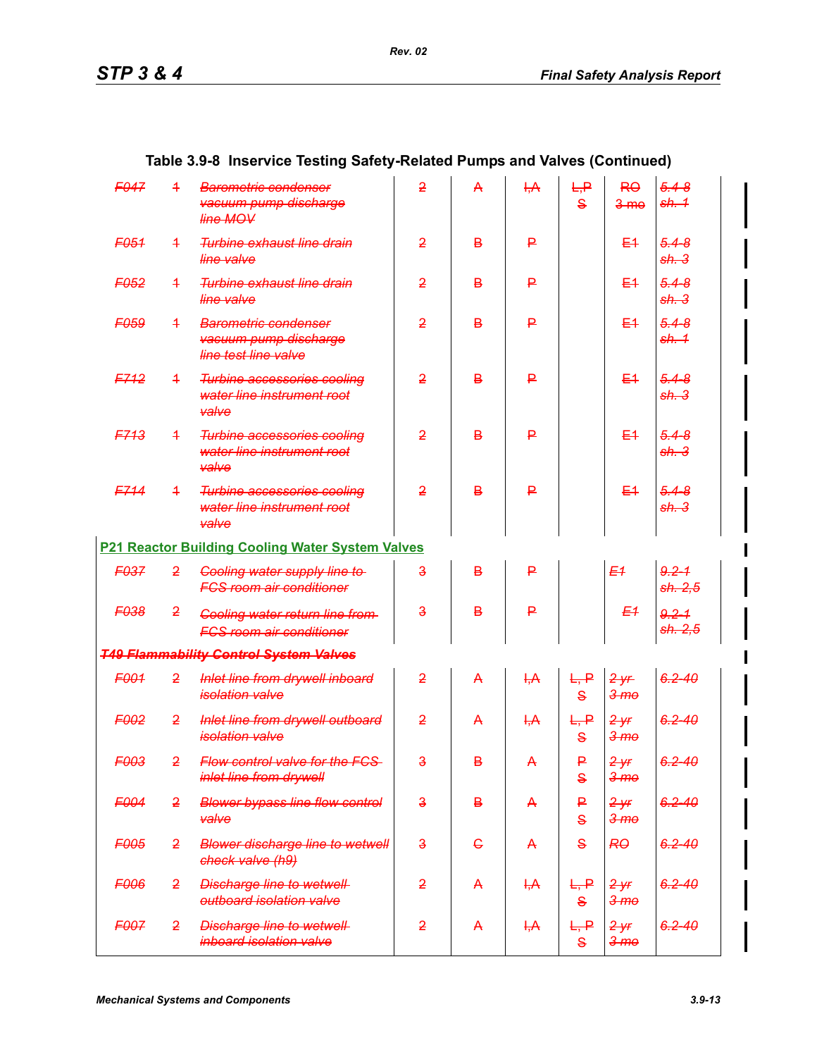## Table 3.9-8 Inservice Testing Safety-Related Pumps and Valves (Continued)

| | | | | | | | | |
|---|---|---|---|---|---|---|---|---|
| ~~*F047*~~ | ~~1~~ | ~~*Barometric condenser vacuum pump discharge line MOV*~~ | ~~2~~ | ~~A~~ | ~~I,A~~ | ~~L,P S~~ | ~~RO 3 mo~~ | ~~*5.4-8 sh. 1*~~ |
| ~~*F051*~~ | ~~1~~ | ~~*Turbine exhaust line drain line valve*~~ | ~~2~~ | ~~B~~ | ~~P~~ | | ~~E1~~ | ~~*5.4-8 sh. 3*~~ |
| ~~*F052*~~ | ~~1~~ | ~~*Turbine exhaust line drain line valve*~~ | ~~2~~ | ~~B~~ | ~~P~~ | | ~~E1~~ | ~~*5.4-8 sh. 3*~~ |
| ~~*F059*~~ | ~~1~~ | ~~*Barometric condenser vacuum pump discharge line test line valve*~~ | ~~2~~ | ~~B~~ | ~~P~~ | | ~~E1~~ | ~~*5.4-8 sh. 1*~~ |
| ~~*F712*~~ | ~~1~~ | ~~*Turbine accessories cooling water line instrument root valve*~~ | ~~2~~ | ~~B~~ | ~~P~~ | | ~~E1~~ | ~~*5.4-8 sh. 3*~~ |
| ~~*F713*~~ | ~~1~~ | ~~*Turbine accessories cooling water line instrument root valve*~~ | ~~2~~ | ~~B~~ | ~~P~~ | | ~~E1~~ | ~~*5.4-8 sh. 3*~~ |
| ~~*F714*~~ | ~~1~~ | ~~*Turbine accessories cooling water line instrument root valve*~~ | ~~2~~ | ~~B~~ | ~~P~~ | | ~~E1~~ | ~~*5.4-8 sh. 3*~~ |
| **P21 Reactor Building Cooling Water System Valves** | | | | | | | | |
| ~~*F037*~~ | ~~2~~ | ~~*Cooling water supply line to FCS room air conditioner*~~ | ~~3~~ | ~~B~~ | ~~P~~ | | ~~*E1*~~ | ~~*9.2-1 sh. 2,5*~~ |
| ~~*F038*~~ | ~~2~~ | ~~*Cooling water return line from FCS room air conditioner*~~ | ~~3~~ | ~~B~~ | ~~P~~ | | ~~*E1*~~ | ~~*9.2-1 sh. 2,5*~~ |
| ~~***T49 Flammability Control System Valves***~~ | | | | | | | | |
| ~~*F001*~~ | ~~2~~ | ~~*Inlet line from drywell inboard isolation valve*~~ | ~~2~~ | ~~A~~ | ~~I,A~~ | ~~L, P S~~ | ~~*2 yr 3 mo*~~ | ~~*6.2-40*~~ |
| ~~*F002*~~ | ~~2~~ | ~~*Inlet line from drywell outboard isolation valve*~~ | ~~2~~ | ~~A~~ | ~~I,A~~ | ~~L, P S~~ | ~~*2 yr 3 mo*~~ | ~~*6.2-40*~~ |
| ~~*F003*~~ | ~~2~~ | ~~*Flow control valve for the FCS inlet line from drywell*~~ | ~~3~~ | ~~B~~ | ~~A~~ | ~~P S~~ | ~~*2 yr 3 mo*~~ | ~~*6.2-40*~~ |
| ~~*F004*~~ | ~~2~~ | ~~*Blower bypass line flow control valve*~~ | ~~3~~ | ~~B~~ | ~~A~~ | ~~P S~~ | ~~*2 yr 3 mo*~~ | ~~*6.2-40*~~ |
| ~~*F005*~~ | ~~2~~ | ~~*Blower discharge line to wetwell check valve (h9)*~~ | ~~3~~ | ~~C~~ | ~~A~~ | ~~S~~ | ~~*RO*~~ | ~~*6.2-40*~~ |
| ~~*F006*~~ | ~~2~~ | ~~*Discharge line to wetwell outboard isolation valve*~~ | ~~2~~ | ~~A~~ | ~~I,A~~ | ~~L, P S~~ | ~~*2 yr 3 mo*~~ | ~~*6.2-40*~~ |
| ~~*F007*~~ | ~~2~~ | ~~*Discharge line to wetwell inboard isolation valve*~~ | ~~2~~ | ~~A~~ | ~~I,A~~ | ~~L, P S~~ | ~~*2 yr 3 mo*~~ | ~~*6.2-40*~~ |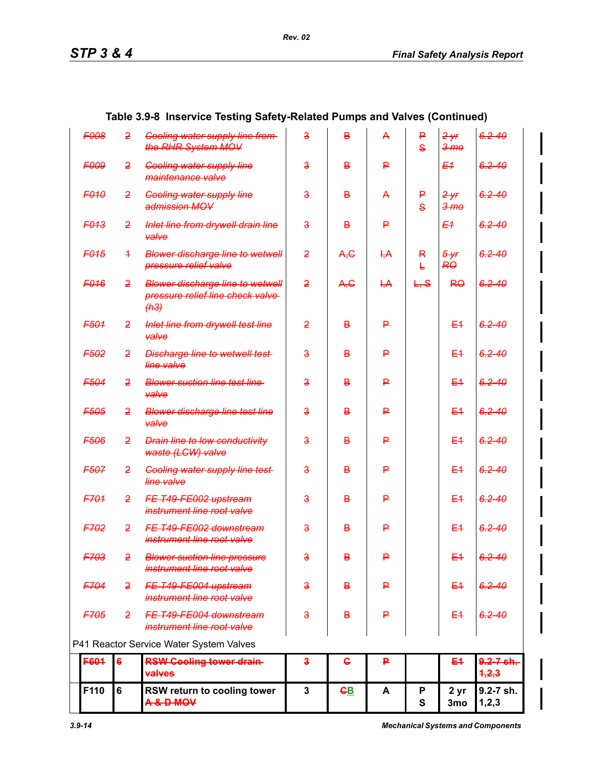Table 3.9-8 Inservice Testing Safety-Related Pumps and Valves (Continued)

| | | | | | | | | |
|---|---|---|---|---|---|---|---|---|
| ~~F008~~ | ~~2~~ | ~~Cooling water supply line from the RHR System MOV~~ | ~~3~~ | ~~B~~ | ~~A~~ | ~~P S~~ | ~~2 yr 3 mo~~ | ~~6.2-40~~ |
| ~~F009~~ | ~~2~~ | ~~Cooling water supply line maintenance valve~~ | ~~3~~ | ~~B~~ | ~~P~~ | | ~~E1~~ | ~~6.2-40~~ |
| ~~F010~~ | ~~2~~ | ~~Cooling water supply line admission MOV~~ | ~~3~~ | ~~B~~ | ~~A~~ | ~~P S~~ | ~~2 yr 3 mo~~ | ~~6.2-40~~ |
| ~~F013~~ | ~~2~~ | ~~Inlet line from drywell drain line valve~~ | ~~3~~ | ~~B~~ | ~~P~~ | | ~~E1~~ | ~~6.2-40~~ |
| ~~F015~~ | ~~1~~ | ~~Blower discharge line to wetwell pressure relief valve~~ | ~~2~~ | ~~A,C~~ | ~~I,A~~ | ~~R L~~ | ~~5 yr RO~~ | ~~6.2-40~~ |
| ~~F016~~ | ~~2~~ | ~~Blower discharge line to wetwell pressure relief line check valve (h3)~~ | ~~2~~ | ~~A,C~~ | ~~I,A~~ | ~~L, S~~ | ~~RO~~ | ~~6.2-40~~ |
| ~~F501~~ | ~~2~~ | ~~Inlet line from drywell test line valve~~ | ~~2~~ | ~~B~~ | ~~P~~ | | ~~E1~~ | ~~6.2-40~~ |
| ~~F502~~ | ~~2~~ | ~~Discharge line to wetwell test line valve~~ | ~~3~~ | ~~B~~ | ~~P~~ | | ~~E1~~ | ~~6.2-40~~ |
| ~~F504~~ | ~~2~~ | ~~Blower suction line test line valve~~ | ~~3~~ | ~~B~~ | ~~P~~ | | ~~E1~~ | ~~6.2-40~~ |
| ~~F505~~ | ~~2~~ | ~~Blower discharge line test line valve~~ | ~~3~~ | ~~B~~ | ~~P~~ | | ~~E1~~ | ~~6.2-40~~ |
| ~~F506~~ | ~~2~~ | ~~Drain line to low conductivity waste (LCW) valve~~ | ~~3~~ | ~~B~~ | ~~P~~ | | ~~E1~~ | ~~6.2-40~~ |
| ~~F507~~ | ~~2~~ | ~~Cooling water supply line test line valve~~ | ~~3~~ | ~~B~~ | ~~P~~ | | ~~E1~~ | ~~6.2-40~~ |
| ~~F701~~ | ~~2~~ | ~~FE T49-FE002 upstream instrument line root valve~~ | ~~3~~ | ~~B~~ | ~~P~~ | | ~~E1~~ | ~~6.2-40~~ |
| ~~F702~~ | ~~2~~ | ~~FE T49-FE002 downstream instrument line root valve~~ | ~~3~~ | ~~B~~ | ~~P~~ | | ~~E1~~ | ~~6.2-40~~ |
| ~~F703~~ | ~~2~~ | ~~Blower suction line pressure instrument line root valve~~ | ~~3~~ | ~~B~~ | ~~P~~ | | ~~E1~~ | ~~6.2-40~~ |
| ~~F704~~ | ~~2~~ | ~~FE T49-FE004 upstream instrument line root valve~~ | ~~3~~ | ~~B~~ | ~~P~~ | | ~~E1~~ | ~~6.2-40~~ |
| ~~F705~~ | ~~2~~ | ~~FE T49-FE004 downstream instrument line root valve~~ | ~~3~~ | ~~B~~ | ~~P~~ | | ~~E1~~ | ~~6.2-40~~ |
| P41 Reactor Service Water System Valves | | | | | | | | |
| **~~F601~~** | **~~6~~** | **~~RSW Cooling tower drain valves~~** | **~~3~~** | **~~C~~** | **~~P~~** | | **~~E1~~** | **~~9.2-7 sh. 1,2,3~~** |
| **F110** | **6** | **RSW return to cooling tower ~~A & D MOV~~** | **3** | **~~C~~B** | **A** | **P S** | **2 yr 3mo** | **9.2-7 sh. 1,2,3** |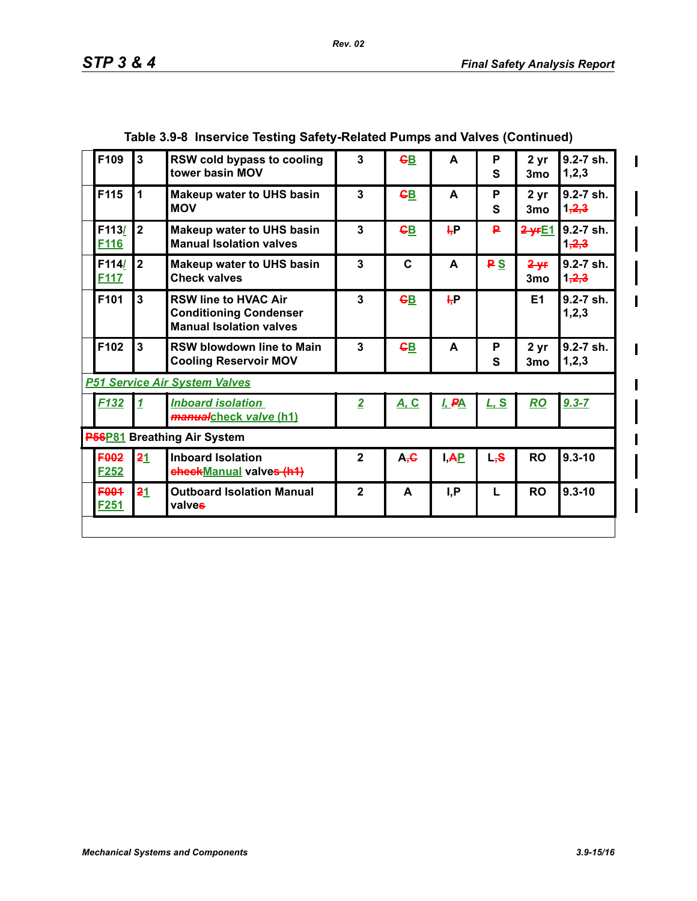Table 3.9-8 Inservice Testing Safety-Related Pumps and Valves (Continued)

| | | | | | | | | |
|---|---|---|---|---|---|---|---|---|
| F109 | 3 | RSW cold bypass to cooling tower basin MOV | 3 | ~~C~~B | A | P S | 2 yr 3mo | 9.2-7 sh. 1,2,3 |
| F115 | 1 | Makeup water to UHS basin MOV | 3 | ~~C~~B | A | P S | 2 yr 3mo | 9.2-7 sh. 1~~,2,3~~ |
| F113/ F116 | 2 | Makeup water to UHS basin Manual Isolation valves | 3 | ~~C~~B | ~~I,~~P | ~~P~~ | ~~2 yr~~E1 | 9.2-7 sh. 1~~,2,3~~ |
| F114/ F117 | 2 | Makeup water to UHS basin Check valves | 3 | C | A | ~~P~~ S | ~~2 yr~~ 3mo | 9.2-7 sh. 1~~,2,3~~ |
| F101 | 3 | RSW line to HVAC Air Conditioning Condenser Manual Isolation valves | 3 | ~~C~~B | ~~I,~~P | | E1 | 9.2-7 sh. 1,2,3 |
| F102 | 3 | RSW blowdown line to Main Cooling Reservoir MOV | 3 | ~~C~~B | A | P S | 2 yr 3mo | 9.2-7 sh. 1,2,3 |
| *P51 Service Air System Valves* | | | | | | | | |
| *F132* | *1* | *Inboard isolation ~~manual~~check valve (h1)* | *2* | *A, C* | *I, ~~P~~A* | *L, S* | *RO* | *9.3-7* |
| ~~P56~~P81 Breathing Air System | | | | | | | | |
| ~~F002~~ F252 | ~~2~~1 | Inboard Isolation ~~check~~Manual valve~~s (h1)~~ | 2 | A~~,C~~ | I,~~A~~P | L~~,S~~ | RO | 9.3-10 |
| ~~F001~~ F251 | ~~2~~1 | Outboard Isolation Manual valve~~s~~ | 2 | A | I,P | L | RO | 9.3-10 |